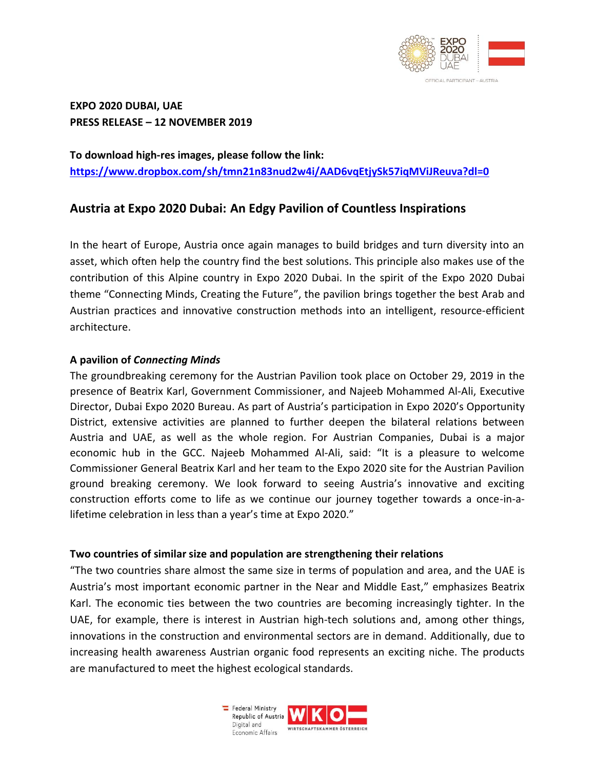**EXPO 2020 DUBAI, UAE**
**PRESS RELEASE – 12 NOVEMBER 2019**

**To download high-res images, please follow the link:**
**https://www.dropbox.com/sh/tmn21n83nud2w4i/AAD6vqEtjySk57iqMViJReuva?dl=0**

## Austria at Expo 2020 Dubai: An Edgy Pavilion of Countless Inspirations

In the heart of Europe, Austria once again manages to build bridges and turn diversity into an asset, which often help the country find the best solutions. This principle also makes use of the contribution of this Alpine country in Expo 2020 Dubai. In the spirit of the Expo 2020 Dubai theme "Connecting Minds, Creating the Future", the pavilion brings together the best Arab and Austrian practices and innovative construction methods into an intelligent, resource-efficient architecture.

### A pavilion of *Connecting Minds*

The groundbreaking ceremony for the Austrian Pavilion took place on October 29, 2019 in the presence of Beatrix Karl, Government Commissioner, and Najeeb Mohammed Al-Ali, Executive Director, Dubai Expo 2020 Bureau. As part of Austria's participation in Expo 2020's Opportunity District, extensive activities are planned to further deepen the bilateral relations between Austria and UAE, as well as the whole region. For Austrian Companies, Dubai is a major economic hub in the GCC. Najeeb Mohammed Al-Ali, said: "It is a pleasure to welcome Commissioner General Beatrix Karl and her team to the Expo 2020 site for the Austrian Pavilion ground breaking ceremony. We look forward to seeing Austria's innovative and exciting construction efforts come to life as we continue our journey together towards a once-in-a-lifetime celebration in less than a year's time at Expo 2020."

### Two countries of similar size and population are strengthening their relations

"The two countries share almost the same size in terms of population and area, and the UAE is Austria's most important economic partner in the Near and Middle East," emphasizes Beatrix Karl. The economic ties between the two countries are becoming increasingly tighter. In the UAE, for example, there is interest in Austrian high-tech solutions and, among other things, innovations in the construction and environmental sectors are in demand. Additionally, due to increasing health awareness Austrian organic food represents an exciting niche. The products are manufactured to meet the highest ecological standards.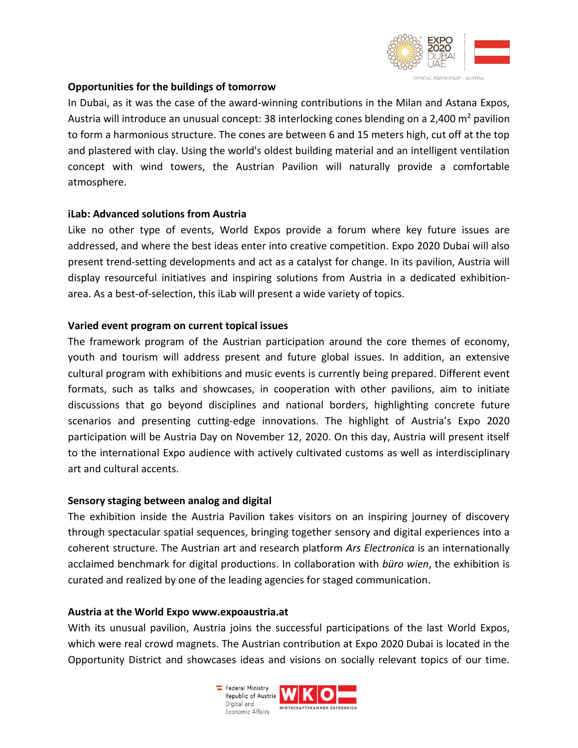**Opportunities for the buildings of tomorrow**

In Dubai, as it was the case of the award-winning contributions in the Milan and Astana Expos, Austria will introduce an unusual concept: 38 interlocking cones blending on a 2,400 m$^2$ pavilion to form a harmonious structure. The cones are between 6 and 15 meters high, cut off at the top and plastered with clay. Using the world's oldest building material and an intelligent ventilation concept with wind towers, the Austrian Pavilion will naturally provide a comfortable atmosphere.

**iLab: Advanced solutions from Austria**

Like no other type of events, World Expos provide a forum where key future issues are addressed, and where the best ideas enter into creative competition. Expo 2020 Dubai will also present trend-setting developments and act as a catalyst for change. In its pavilion, Austria will display resourceful initiatives and inspiring solutions from Austria in a dedicated exhibition-area. As a best-of-selection, this iLab will present a wide variety of topics.

**Varied event program on current topical issues**

The framework program of the Austrian participation around the core themes of economy, youth and tourism will address present and future global issues. In addition, an extensive cultural program with exhibitions and music events is currently being prepared. Different event formats, such as talks and showcases, in cooperation with other pavilions, aim to initiate discussions that go beyond disciplines and national borders, highlighting concrete future scenarios and presenting cutting-edge innovations. The highlight of Austria's Expo 2020 participation will be Austria Day on November 12, 2020. On this day, Austria will present itself to the international Expo audience with actively cultivated customs as well as interdisciplinary art and cultural accents.

**Sensory staging between analog and digital**

The exhibition inside the Austria Pavilion takes visitors on an inspiring journey of discovery through spectacular spatial sequences, bringing together sensory and digital experiences into a coherent structure. The Austrian art and research platform *Ars Electronica* is an internationally acclaimed benchmark for digital productions. In collaboration with *büro wien*, the exhibition is curated and realized by one of the leading agencies for staged communication.

**Austria at the World Expo www.expoaustria.at**

With its unusual pavilion, Austria joins the successful participations of the last World Expos, which were real crowd magnets. The Austrian contribution at Expo 2020 Dubai is located in the Opportunity District and showcases ideas and visions on socially relevant topics of our time.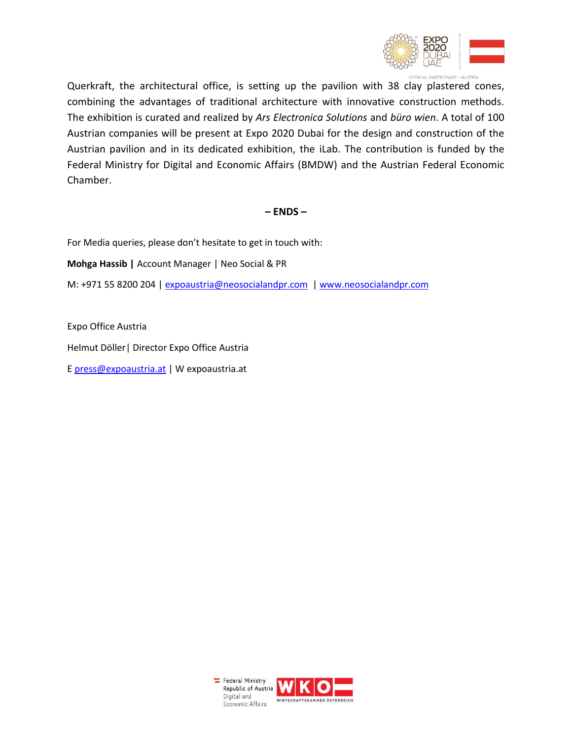Querkraft, the architectural office, is setting up the pavilion with 38 clay plastered cones, combining the advantages of traditional architecture with innovative construction methods. The exhibition is curated and realized by *Ars Electronica Solutions* and *büro wien*. A total of 100 Austrian companies will be present at Expo 2020 Dubai for the design and construction of the Austrian pavilion and in its dedicated exhibition, the iLab. The contribution is funded by the Federal Ministry for Digital and Economic Affairs (BMDW) and the Austrian Federal Economic Chamber.

**– ENDS –**

For Media queries, please don't hesitate to get in touch with:

**Mohga Hassib |** Account Manager | Neo Social & PR

M: +971 55 8200 204 | expoaustria@neosocialandpr.com | www.neosocialandpr.com

Expo Office Austria

Helmut Döller| Director Expo Office Austria

E press@expoaustria.at | W expoaustria.at